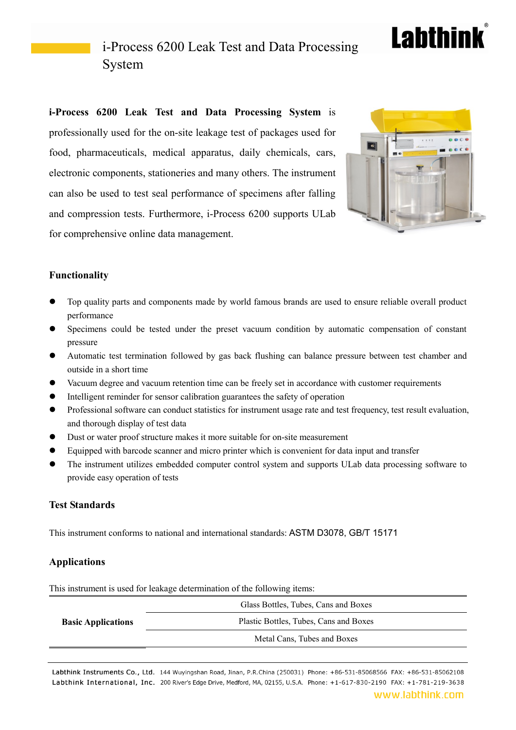# i-Process 6200 Leak Test and Data Processing System

**i-Process 6200 Leak Test and Data Processing System** is professionally used for the on-site leakage test of packages used for food, pharmaceuticals, medical apparatus, daily chemicals, cars, electronic components, stationeries and many others. The instrument can also be used to test seal performance of specimens after falling and compression tests. Furthermore, i-Process 6200 supports ULab for comprehensive online data management.

## Functionality

- Top quality parts and components made by world famous brands are used to ensure reliable overall product performance
- Specimens could be tested under the preset vacuum condition by automatic compensation of constant pressure
- Automatic test termination followed by gas back flushing can balance pressure between test chamber and outside in a short time
- Vacuum degree and vacuum retention time can be freely set in accordance with customer requirements
- Intelligent reminder for sensor calibration guarantees the safety of operation
- Professional software can conduct statistics for instrument usage rate and test frequency, test result evaluation, and thorough display of test data
- Dust or water proof structure makes it more suitable for on-site measurement
- Equipped with barcode scanner and micro printer which is convenient for data input and transfer
- The instrument utilizes embedded computer control system and supports ULab data processing software to provide easy operation of tests

## Test Standards

This instrument conforms to national and international standards: ASTM D3078, GB/T 15171

## Applications

This instrument is used for leakage determination of the following items:

| | |
|---|---|
| **Basic Applications** | Glass Bottles, Tubes, Cans and Boxes |
| | Plastic Bottles, Tubes, Cans and Boxes |
| | Metal Cans, Tubes and Boxes |

Labthink Instruments Co., Ltd. 144 Wuyingshan Road, Jinan, P.R.China (250031) Phone: +86-531-85068566 FAX: +86-531-85062108
Labthink International, Inc. 200 River's Edge Drive, Medford, MA, 02155, U.S.A. Phone: +1-617-830-2190 FAX: +1-781-219-3638
www.labthink.com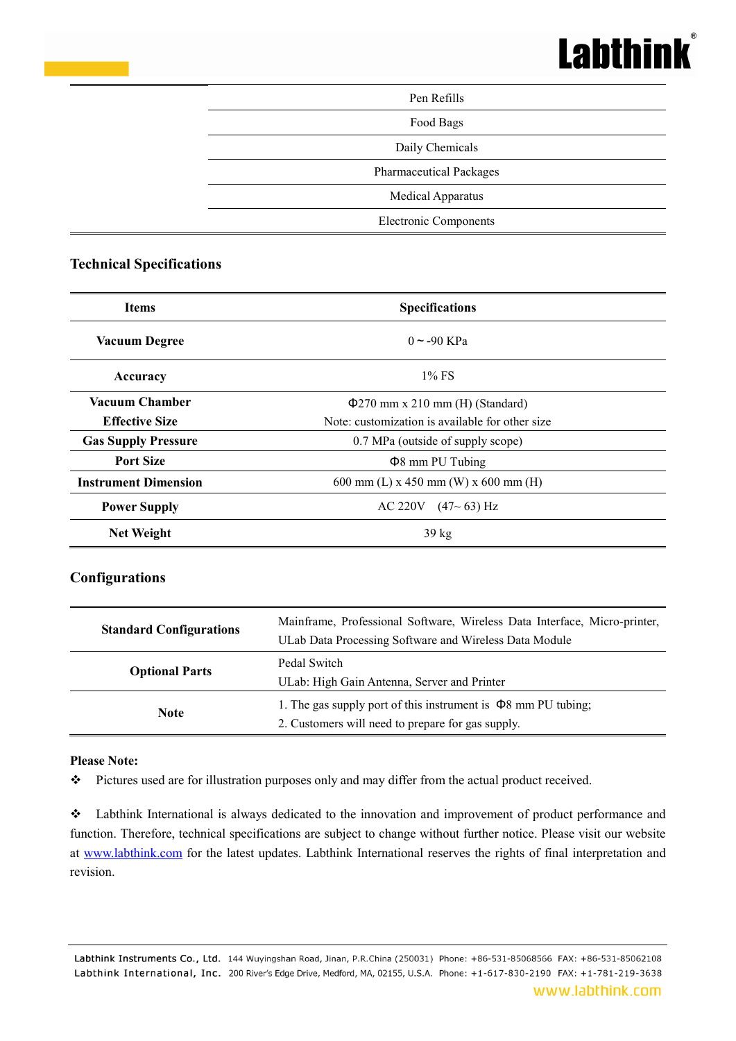| | |
|---|---|
| | Pen Refills |
| | Food Bags |
| | Daily Chemicals |
| | Pharmaceutical Packages |
| | Medical Apparatus |
| | Electronic Components |

## Technical Specifications

| Items | Specifications |
|---|---|
| **Vacuum Degree** | 0～-90 KPa |
| **Accuracy** | 1% FS |
| **Vacuum Chamber Effective Size** | Φ270 mm x 210 mm (H) (Standard)<br>Note: customization is available for other size |
| **Gas Supply Pressure** | 0.7 MPa (outside of supply scope) |
| **Port Size** | Φ8 mm PU Tubing |
| **Instrument Dimension** | 600 mm (L) x 450 mm (W) x 600 mm (H) |
| **Power Supply** | AC 220V (47~ 63) Hz |
| **Net Weight** | 39 kg |

## Configurations

| | |
|---|---|
| **Standard Configurations** | Mainframe, Professional Software, Wireless Data Interface, Micro-printer, ULab Data Processing Software and Wireless Data Module |
| **Optional Parts** | Pedal Switch<br>ULab: High Gain Antenna, Server and Printer |
| **Note** | 1. The gas supply port of this instrument is Φ8 mm PU tubing;<br>2. Customers will need to prepare for gas supply. |

**Please Note:**

❖ Pictures used are for illustration purposes only and may differ from the actual product received.

❖ Labthink International is always dedicated to the innovation and improvement of product performance and function. Therefore, technical specifications are subject to change without further notice. Please visit our website at www.labthink.com for the latest updates. Labthink International reserves the rights of final interpretation and revision.